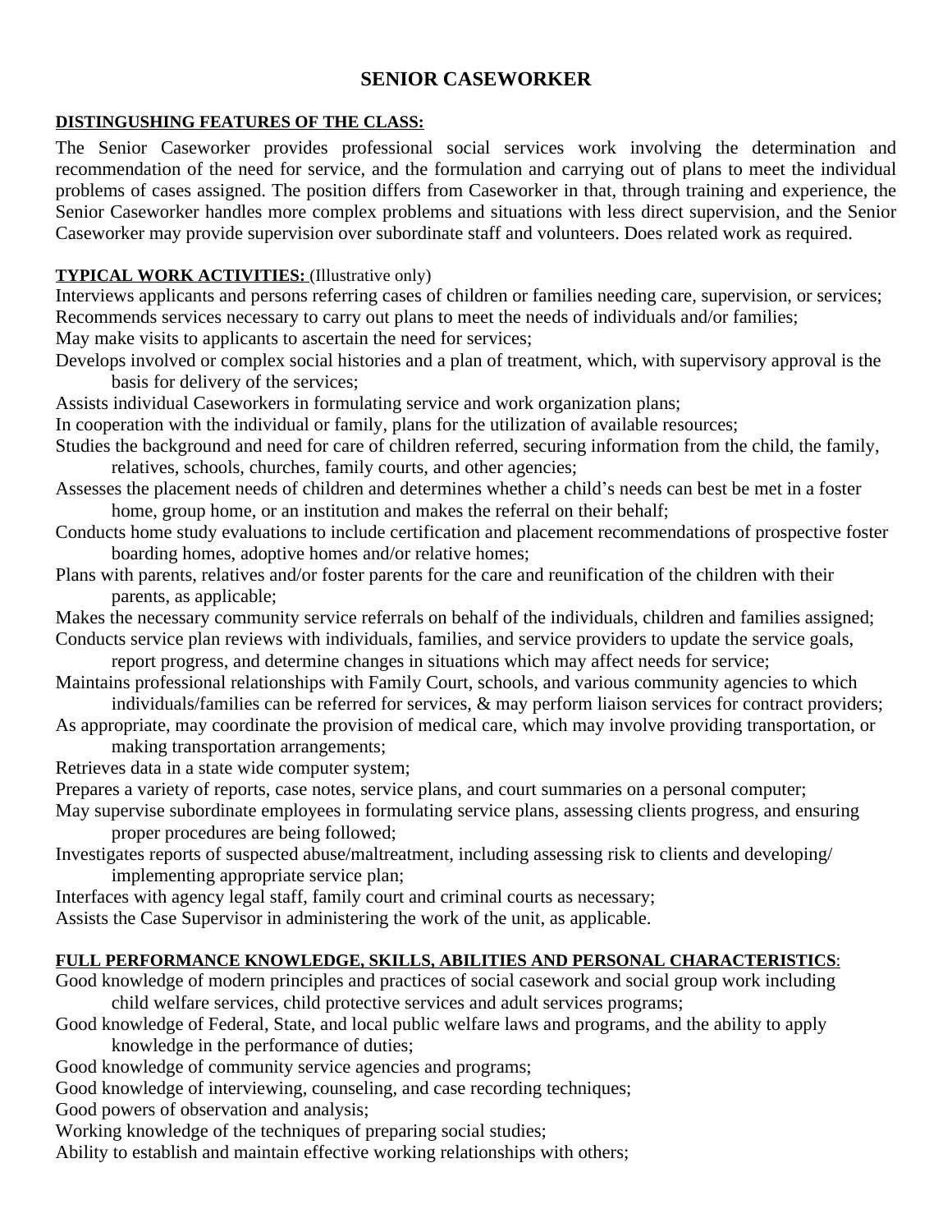# SENIOR CASEWORKER

**DISTINGUSHING FEATURES OF THE CLASS:**

The Senior Caseworker provides professional social services work involving the determination and recommendation of the need for service, and the formulation and carrying out of plans to meet the individual problems of cases assigned. The position differs from Caseworker in that, through training and experience, the Senior Caseworker handles more complex problems and situations with less direct supervision, and the Senior Caseworker may provide supervision over subordinate staff and volunteers. Does related work as required.

**TYPICAL WORK ACTIVITIES:** (Illustrative only)

Interviews applicants and persons referring cases of children or families needing care, supervision, or services;
Recommends services necessary to carry out plans to meet the needs of individuals and/or families;
May make visits to applicants to ascertain the need for services;
Develops involved or complex social histories and a plan of treatment, which, with supervisory approval is the basis for delivery of the services;
Assists individual Caseworkers in formulating service and work organization plans;
In cooperation with the individual or family, plans for the utilization of available resources;
Studies the background and need for care of children referred, securing information from the child, the family, relatives, schools, churches, family courts, and other agencies;
Assesses the placement needs of children and determines whether a child's needs can best be met in a foster home, group home, or an institution and makes the referral on their behalf;
Conducts home study evaluations to include certification and placement recommendations of prospective foster boarding homes, adoptive homes and/or relative homes;
Plans with parents, relatives and/or foster parents for the care and reunification of the children with their parents, as applicable;
Makes the necessary community service referrals on behalf of the individuals, children and families assigned;
Conducts service plan reviews with individuals, families, and service providers to update the service goals, report progress, and determine changes in situations which may affect needs for service;
Maintains professional relationships with Family Court, schools, and various community agencies to which individuals/families can be referred for services, & may perform liaison services for contract providers;
As appropriate, may coordinate the provision of medical care, which may involve providing transportation, or making transportation arrangements;
Retrieves data in a state wide computer system;
Prepares a variety of reports, case notes, service plans, and court summaries on a personal computer;
May supervise subordinate employees in formulating service plans, assessing clients progress, and ensuring proper procedures are being followed;
Investigates reports of suspected abuse/maltreatment, including assessing risk to clients and developing/ implementing appropriate service plan;
Interfaces with agency legal staff, family court and criminal courts as necessary;
Assists the Case Supervisor in administering the work of the unit, as applicable.

**FULL PERFORMANCE KNOWLEDGE, SKILLS, ABILITIES AND PERSONAL CHARACTERISTICS**:

Good knowledge of modern principles and practices of social casework and social group work including child welfare services, child protective services and adult services programs;
Good knowledge of Federal, State, and local public welfare laws and programs, and the ability to apply knowledge in the performance of duties;
Good knowledge of community service agencies and programs;
Good knowledge of interviewing, counseling, and case recording techniques;
Good powers of observation and analysis;
Working knowledge of the techniques of preparing social studies;
Ability to establish and maintain effective working relationships with others;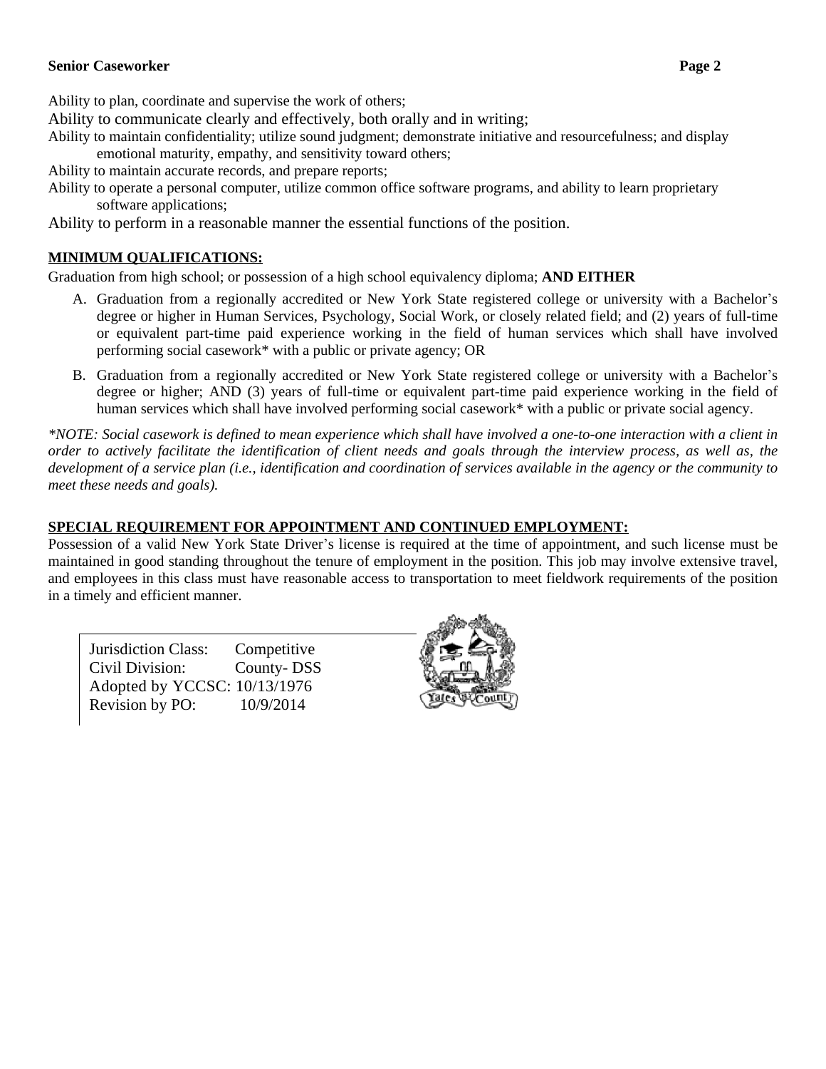Ability to plan, coordinate and supervise the work of others;

Ability to communicate clearly and effectively, both orally and in writing;

Ability to maintain confidentiality; utilize sound judgment; demonstrate initiative and resourcefulness; and display emotional maturity, empathy, and sensitivity toward others;

Ability to maintain accurate records, and prepare reports;

Ability to operate a personal computer, utilize common office software programs, and ability to learn proprietary software applications;

Ability to perform in a reasonable manner the essential functions of the position.

**MINIMUM QUALIFICATIONS:**

Graduation from high school; or possession of a high school equivalency diploma; **AND EITHER**

A. Graduation from a regionally accredited or New York State registered college or university with a Bachelor's degree or higher in Human Services, Psychology, Social Work, or closely related field; and (2) years of full-time or equivalent part-time paid experience working in the field of human services which shall have involved performing social casework* with a public or private agency; OR

B. Graduation from a regionally accredited or New York State registered college or university with a Bachelor's degree or higher; AND (3) years of full-time or equivalent part-time paid experience working in the field of human services which shall have involved performing social casework* with a public or private social agency.

*\*NOTE: Social casework is defined to mean experience which shall have involved a one-to-one interaction with a client in order to actively facilitate the identification of client needs and goals through the interview process, as well as, the development of a service plan (i.e., identification and coordination of services available in the agency or the community to meet these needs and goals).*

**SPECIAL REQUIREMENT FOR APPOINTMENT AND CONTINUED EMPLOYMENT:**

Possession of a valid New York State Driver's license is required at the time of appointment, and such license must be maintained in good standing throughout the tenure of employment in the position. This job may involve extensive travel, and employees in this class must have reasonable access to transportation to meet fieldwork requirements of the position in a timely and efficient manner.

Jurisdiction Class: Competitive
Civil Division: County- DSS
Adopted by YCCSC: 10/13/1976
Revision by PO: 10/9/2014